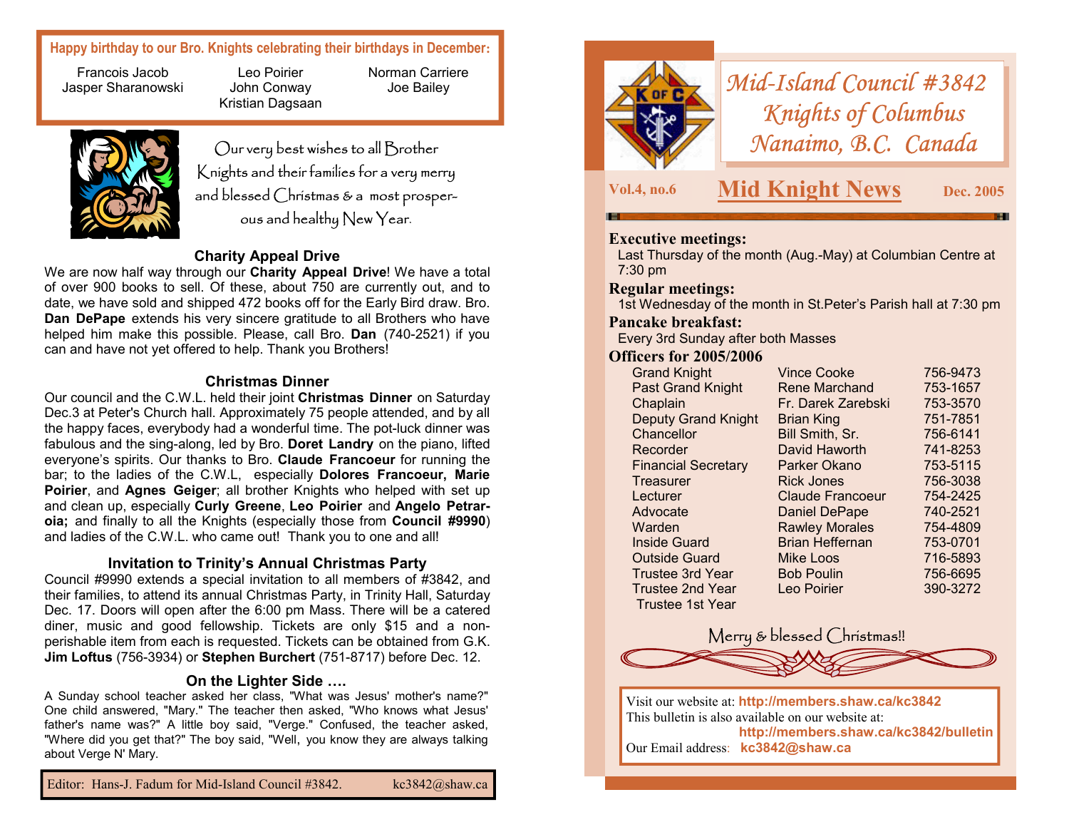**Happy birthday to our Bro. Knights celebrating their birthdays in December:**

Francois Jacob
Jasper Sharanowski
Leo Poirier
John Conway
Kristian Dagsaan
Norman Carriere
Joe Bailey

Our very best wishes to all Brother Knights and their families for a very merry and blessed Christmas & a most prosperous and healthy New Year.

### Charity Appeal Drive

We are now half way through our **Charity Appeal Drive**! We have a total of over 900 books to sell. Of these, about 750 are currently out, and to date, we have sold and shipped 472 books off for the Early Bird draw. Bro. **Dan DePape** extends his very sincere gratitude to all Brothers who have helped him make this possible. Please, call Bro. **Dan** (740-2521) if you can and have not yet offered to help. Thank you Brothers!

### Christmas Dinner

Our council and the C.W.L. held their joint **Christmas Dinner** on Saturday Dec.3 at Peter's Church hall. Approximately 75 people attended, and by all the happy faces, everybody had a wonderful time. The pot-luck dinner was fabulous and the sing-along, led by Bro. **Doret Landry** on the piano, lifted everyone's spirits. Our thanks to Bro. **Claude Francoeur** for running the bar; to the ladies of the C.W.L, especially **Dolores Francoeur, Marie Poirier**, and **Agnes Geiger**; all brother Knights who helped with set up and clean up, especially **Curly Greene**, **Leo Poirier** and **Angelo Petraroia;** and finally to all the Knights (especially those from **Council #9990**) and ladies of the C.W.L. who came out! Thank you to one and all!

### Invitation to Trinity's Annual Christmas Party

Council #9990 extends a special invitation to all members of #3842, and their families, to attend its annual Christmas Party, in Trinity Hall, Saturday Dec. 17. Doors will open after the 6:00 pm Mass. There will be a catered diner, music and good fellowship. Tickets are only $15 and a non-perishable item from each is requested. Tickets can be obtained from G.K. **Jim Loftus** (756-3934) or **Stephen Burchert** (751-8717) before Dec. 12.

### On the Lighter Side ….

A Sunday school teacher asked her class, "What was Jesus' mother's name?" One child answered, "Mary." The teacher then asked, "Who knows what Jesus' father's name was?" A little boy said, "Verge." Confused, the teacher asked, "Where did you get that?" The boy said, "Well, you know they are always talking about Verge N' Mary.

Editor: Hans-J. Fadum for Mid-Island Council #3842. kc3842@shaw.ca

# Mid-Island Council #3842 Knights of Columbus Nanaimo, B.C. Canada

**Vol.4, no.6** — **Mid Knight News** — **Dec. 2005**

**Executive meetings:**
Last Thursday of the month (Aug.-May) at Columbian Centre at 7:30 pm

**Regular meetings:**
1st Wednesday of the month in St.Peter's Parish hall at 7:30 pm

**Pancake breakfast:**
Every 3rd Sunday after both Masses

**Officers for 2005/2006**

| | | |
|---|---|---|
| Grand Knight | Vince Cooke | 756-9473 |
| Past Grand Knight | Rene Marchand | 753-1657 |
| Chaplain | Fr. Darek Zarebski | 753-3570 |
| Deputy Grand Knight | Brian King | 751-7851 |
| Chancellor | Bill Smith, Sr. | 756-6141 |
| Recorder | David Haworth | 741-8253 |
| Financial Secretary | Parker Okano | 753-5115 |
| Treasurer | Rick Jones | 756-3038 |
| Lecturer | Claude Francoeur | 754-2425 |
| Advocate | Daniel DePape | 740-2521 |
| Warden | Rawley Morales | 754-4809 |
| Inside Guard | Brian Heffernan | 753-0701 |
| Outside Guard | Mike Loos | 716-5893 |
| Trustee 3rd Year | Bob Poulin | 756-6695 |
| Trustee 2nd Year | Leo Poirier | 390-3272 |
| Trustee 1st Year | | |

Merry & blessed Christmas!!

Visit our website at: **http://members.shaw.ca/kc3842**
This bulletin is also available on our website at:
**http://members.shaw.ca/kc3842/bulletin**
Our Email address: **kc3842@shaw.ca**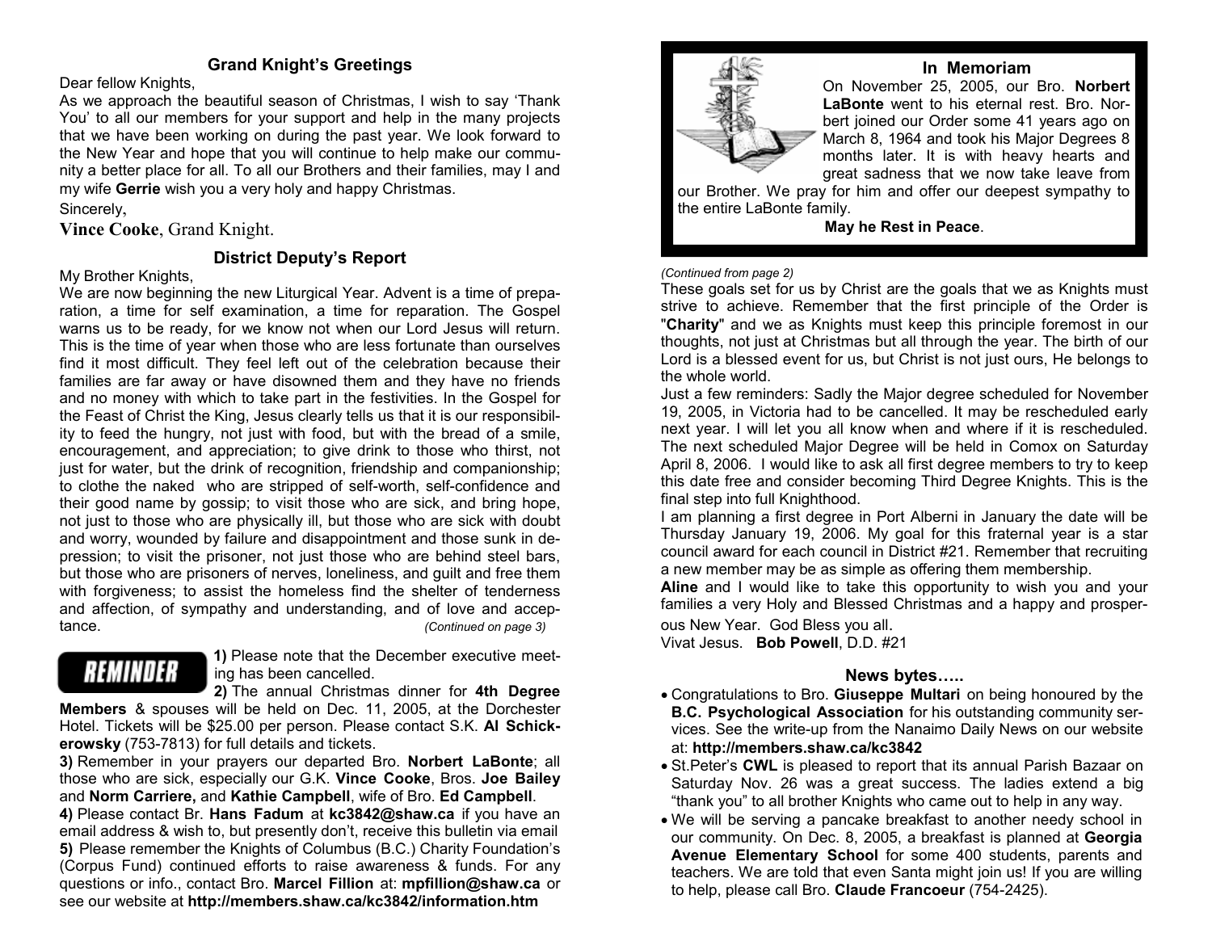## Grand Knight's Greetings

Dear fellow Knights,

As we approach the beautiful season of Christmas, I wish to say 'Thank You' to all our members for your support and help in the many projects that we have been working on during the past year. We look forward to the New Year and hope that you will continue to help make our community a better place for all. To all our Brothers and their families, may I and my wife **Gerrie** wish you a very holy and happy Christmas.

Sincerely,

**Vince Cooke**, Grand Knight.

## District Deputy's Report

My Brother Knights,

We are now beginning the new Liturgical Year. Advent is a time of preparation, a time for self examination, a time for reparation. The Gospel warns us to be ready, for we know not when our Lord Jesus will return. This is the time of year when those who are less fortunate than ourselves find it most difficult. They feel left out of the celebration because their families are far away or have disowned them and they have no friends and no money with which to take part in the festivities. In the Gospel for the Feast of Christ the King, Jesus clearly tells us that it is our responsibility to feed the hungry, not just with food, but with the bread of a smile, encouragement, and appreciation; to give drink to those who thirst, not just for water, but the drink of recognition, friendship and companionship; to clothe the naked who are stripped of self-worth, self-confidence and their good name by gossip; to visit those who are sick, and bring hope, not just to those who are physically ill, but those who are sick with doubt and worry, wounded by failure and disappointment and those sunk in depression; to visit the prisoner, not just those who are behind steel bars, but those who are prisoners of nerves, loneliness, and guilt and free them with forgiveness; to assist the homeless find the shelter of tenderness and affection, of sympathy and understanding, and of love and acceptance. *(Continued on page 3)*

**REMINDER**

**1)** Please note that the December executive meeting has been cancelled.

**2)** The annual Christmas dinner for **4th Degree Members** & spouses will be held on Dec. 11, 2005, at the Dorchester Hotel. Tickets will be $25.00 per person. Please contact S.K. **Al Schickerowsky** (753-7813) for full details and tickets.

**3)** Remember in your prayers our departed Bro. **Norbert LaBonte**; all those who are sick, especially our G.K. **Vince Cooke**, Bros. **Joe Bailey** and **Norm Carriere,** and **Kathie Campbell**, wife of Bro. **Ed Campbell**.

**4)** Please contact Br. **Hans Fadum** at **kc3842@shaw.ca** if you have an email address & wish to, but presently don't, receive this bulletin via email

**5)** Please remember the Knights of Columbus (B.C.) Charity Foundation's (Corpus Fund) continued efforts to raise awareness & funds. For any questions or info., contact Bro. **Marcel Fillion** at: **mpfillion@shaw.ca** or see our website at **http://members.shaw.ca/kc3842/information.htm**

## In Memoriam

On November 25, 2005, our Bro. **Norbert LaBonte** went to his eternal rest. Bro. Norbert joined our Order some 41 years ago on March 8, 1964 and took his Major Degrees 8 months later. It is with heavy hearts and great sadness that we now take leave from our Brother. We pray for him and offer our deepest sympathy to the entire LaBonte family.

**May he Rest in Peace**.

*(Continued from page 2)*

These goals set for us by Christ are the goals that we as Knights must strive to achieve. Remember that the first principle of the Order is "**Charity**" and we as Knights must keep this principle foremost in our thoughts, not just at Christmas but all through the year. The birth of our Lord is a blessed event for us, but Christ is not just ours, He belongs to the whole world.

Just a few reminders: Sadly the Major degree scheduled for November 19, 2005, in Victoria had to be cancelled. It may be rescheduled early next year. I will let you all know when and where if it is rescheduled. The next scheduled Major Degree will be held in Comox on Saturday April 8, 2006. I would like to ask all first degree members to try to keep this date free and consider becoming Third Degree Knights. This is the final step into full Knighthood.

I am planning a first degree in Port Alberni in January the date will be Thursday January 19, 2006. My goal for this fraternal year is a star council award for each council in District #21. Remember that recruiting a new member may be as simple as offering them membership.

**Aline** and I would like to take this opportunity to wish you and your families a very Holy and Blessed Christmas and a happy and prosperous New Year. God Bless you all.

Vivat Jesus. **Bob Powell**, D.D. #21

## News bytes…..

- Congratulations to Bro. **Giuseppe Multari** on being honoured by the **B.C. Psychological Association** for his outstanding community services. See the write-up from the Nanaimo Daily News on our website at: **http://members.shaw.ca/kc3842**
- St.Peter's **CWL** is pleased to report that its annual Parish Bazaar on Saturday Nov. 26 was a great success. The ladies extend a big "thank you" to all brother Knights who came out to help in any way.
- We will be serving a pancake breakfast to another needy school in our community. On Dec. 8, 2005, a breakfast is planned at **Georgia Avenue Elementary School** for some 400 students, parents and teachers. We are told that even Santa might join us! If you are willing to help, please call Bro. **Claude Francoeur** (754-2425).